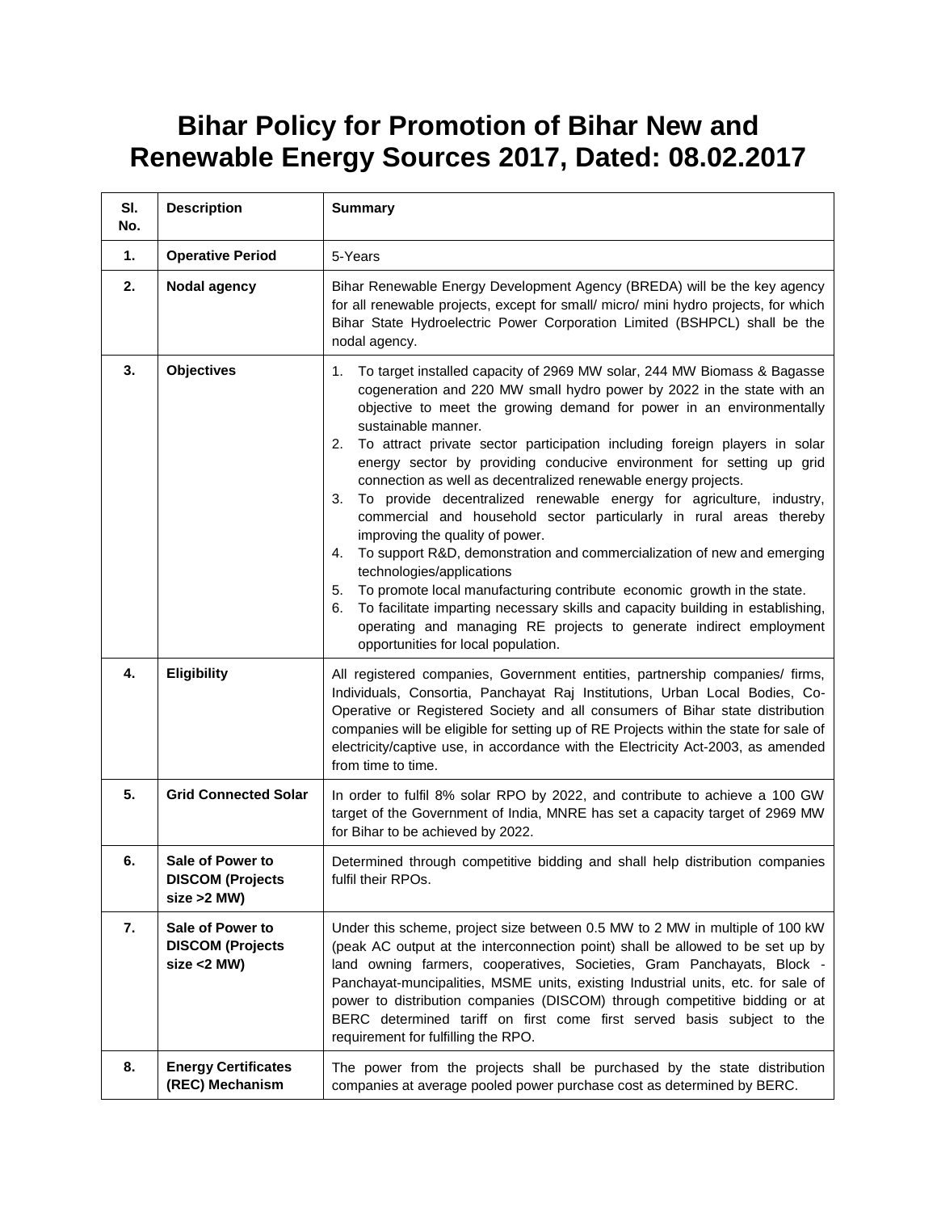# Bihar Policy for Promotion of Bihar New and Renewable Energy Sources 2017, Dated: 08.02.2017

| Sl. No. | Description | Summary |
|---|---|---|
| 1. | **Operative Period** | 5-Years |
| 2. | **Nodal agency** | Bihar Renewable Energy Development Agency (BREDA) will be the key agency for all renewable projects, except for small/ micro/ mini hydro projects, for which Bihar State Hydroelectric Power Corporation Limited (BSHPCL) shall be the nodal agency. |
| 3. | **Objectives** | 1. To target installed capacity of 2969 MW solar, 244 MW Biomass & Bagasse cogeneration and 220 MW small hydro power by 2022 in the state with an objective to meet the growing demand for power in an environmentally sustainable manner.<br>2. To attract private sector participation including foreign players in solar energy sector by providing conducive environment for setting up grid connection as well as decentralized renewable energy projects.<br>3. To provide decentralized renewable energy for agriculture, industry, commercial and household sector particularly in rural areas thereby improving the quality of power.<br>4. To support R&D, demonstration and commercialization of new and emerging technologies/applications<br>5. To promote local manufacturing contribute economic growth in the state.<br>6. To facilitate imparting necessary skills and capacity building in establishing, operating and managing RE projects to generate indirect employment opportunities for local population. |
| 4. | **Eligibility** | All registered companies, Government entities, partnership companies/ firms, Individuals, Consortia, Panchayat Raj Institutions, Urban Local Bodies, Co-Operative or Registered Society and all consumers of Bihar state distribution companies will be eligible for setting up of RE Projects within the state for sale of electricity/captive use, in accordance with the Electricity Act-2003, as amended from time to time. |
| 5. | **Grid Connected Solar** | In order to fulfil 8% solar RPO by 2022, and contribute to achieve a 100 GW target of the Government of India, MNRE has set a capacity target of 2969 MW for Bihar to be achieved by 2022. |
| 6. | **Sale of Power to DISCOM (Projects size >2 MW)** | Determined through competitive bidding and shall help distribution companies fulfil their RPOs. |
| 7. | **Sale of Power to DISCOM (Projects size <2 MW)** | Under this scheme, project size between 0.5 MW to 2 MW in multiple of 100 kW (peak AC output at the interconnection point) shall be allowed to be set up by land owning farmers, cooperatives, Societies, Gram Panchayats, Block - Panchayat-muncipalities, MSME units, existing Industrial units, etc. for sale of power to distribution companies (DISCOM) through competitive bidding or at BERC determined tariff on first come first served basis subject to the requirement for fulfilling the RPO. |
| 8. | **Energy Certificates (REC) Mechanism** | The power from the projects shall be purchased by the state distribution companies at average pooled power purchase cost as determined by BERC. |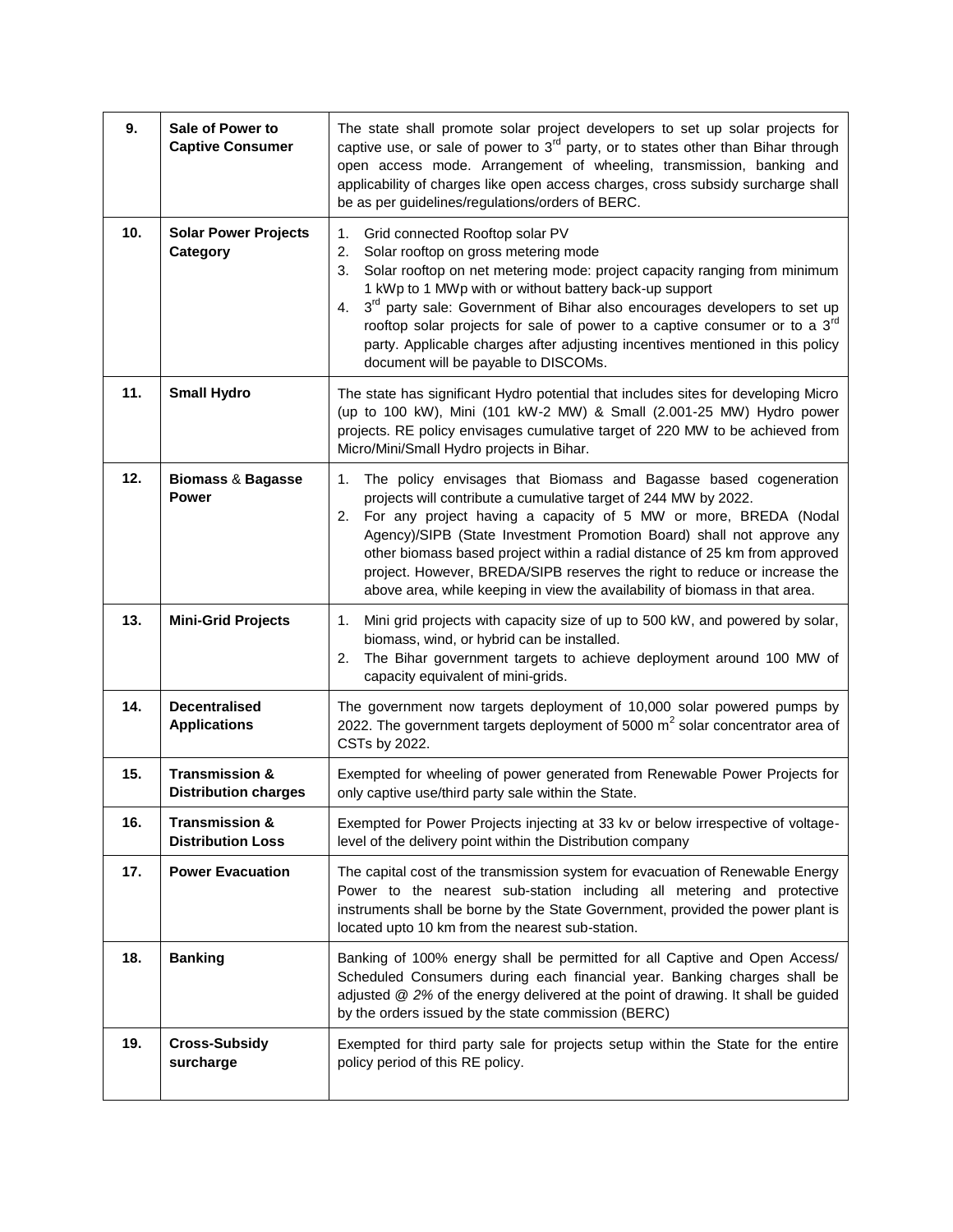| 9. | **Sale of Power to Captive Consumer** | The state shall promote solar project developers to set up solar projects for captive use, or sale of power to 3rd party, or to states other than Bihar through open access mode. Arrangement of wheeling, transmission, banking and applicability of charges like open access charges, cross subsidy surcharge shall be as per guidelines/regulations/orders of BERC. |
|---|---|---|
| 10. | **Solar Power Projects Category** | 1. Grid connected Rooftop solar PV<br>2. Solar rooftop on gross metering mode<br>3. Solar rooftop on net metering mode: project capacity ranging from minimum 1 kWp to 1 MWp with or without battery back-up support<br>4. 3rd party sale: Government of Bihar also encourages developers to set up rooftop solar projects for sale of power to a captive consumer or to a 3rd party. Applicable charges after adjusting incentives mentioned in this policy document will be payable to DISCOMs. |
| 11. | **Small Hydro** | The state has significant Hydro potential that includes sites for developing Micro (up to 100 kW), Mini (101 kW-2 MW) & Small (2.001-25 MW) Hydro power projects. RE policy envisages cumulative target of 220 MW to be achieved from Micro/Mini/Small Hydro projects in Bihar. |
| 12. | **Biomass & Bagasse Power** | 1. The policy envisages that Biomass and Bagasse based cogeneration projects will contribute a cumulative target of 244 MW by 2022.<br>2. For any project having a capacity of 5 MW or more, BREDA (Nodal Agency)/SIPB (State Investment Promotion Board) shall not approve any other biomass based project within a radial distance of 25 km from approved project. However, BREDA/SIPB reserves the right to reduce or increase the above area, while keeping in view the availability of biomass in that area. |
| 13. | **Mini-Grid Projects** | 1. Mini grid projects with capacity size of up to 500 kW, and powered by solar, biomass, wind, or hybrid can be installed.<br>2. The Bihar government targets to achieve deployment around 100 MW of capacity equivalent of mini-grids. |
| 14. | **Decentralised Applications** | The government now targets deployment of 10,000 solar powered pumps by 2022. The government targets deployment of 5000 $m^2$ solar concentrator area of CSTs by 2022. |
| 15. | **Transmission & Distribution charges** | Exempted for wheeling of power generated from Renewable Power Projects for only captive use/third party sale within the State. |
| 16. | **Transmission & Distribution Loss** | Exempted for Power Projects injecting at 33 kv or below irrespective of voltage-level of the delivery point within the Distribution company |
| 17. | **Power Evacuation** | The capital cost of the transmission system for evacuation of Renewable Energy Power to the nearest sub-station including all metering and protective instruments shall be borne by the State Government, provided the power plant is located upto 10 km from the nearest sub-station. |
| 18. | **Banking** | Banking of 100% energy shall be permitted for all Captive and Open Access/ Scheduled Consumers during each financial year. Banking charges shall be adjusted @ *2%* of the energy delivered at the point of drawing. It shall be guided by the orders issued by the state commission (BERC) |
| 19. | **Cross-Subsidy surcharge** | Exempted for third party sale for projects setup within the State for the entire policy period of this RE policy. |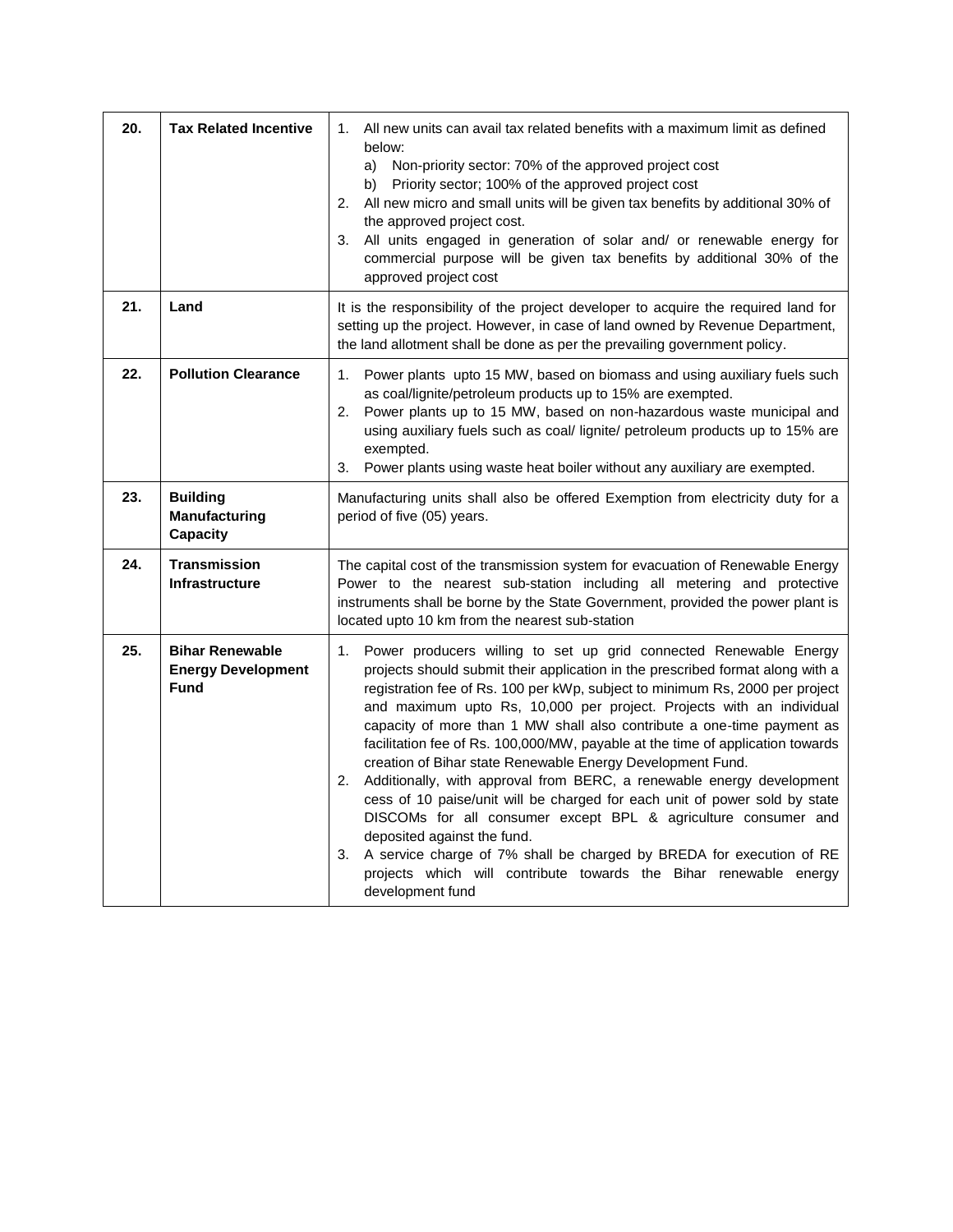| | | |
|---|---|---|
| **20.** | **Tax Related Incentive** | 1. All new units can avail tax related benefits with a maximum limit as defined below:<br>a) Non-priority sector: 70% of the approved project cost<br>b) Priority sector; 100% of the approved project cost<br>2. All new micro and small units will be given tax benefits by additional 30% of the approved project cost.<br>3. All units engaged in generation of solar and/ or renewable energy for commercial purpose will be given tax benefits by additional 30% of the approved project cost |
| **21.** | **Land** | It is the responsibility of the project developer to acquire the required land for setting up the project. However, in case of land owned by Revenue Department, the land allotment shall be done as per the prevailing government policy. |
| **22.** | **Pollution Clearance** | 1. Power plants upto 15 MW, based on biomass and using auxiliary fuels such as coal/lignite/petroleum products up to 15% are exempted.<br>2. Power plants up to 15 MW, based on non-hazardous waste municipal and using auxiliary fuels such as coal/ lignite/ petroleum products up to 15% are exempted.<br>3. Power plants using waste heat boiler without any auxiliary are exempted. |
| **23.** | **Building Manufacturing Capacity** | Manufacturing units shall also be offered Exemption from electricity duty for a period of five (05) years. |
| **24.** | **Transmission Infrastructure** | The capital cost of the transmission system for evacuation of Renewable Energy Power to the nearest sub-station including all metering and protective instruments shall be borne by the State Government, provided the power plant is located upto 10 km from the nearest sub-station |
| **25.** | **Bihar Renewable Energy Development Fund** | 1. Power producers willing to set up grid connected Renewable Energy projects should submit their application in the prescribed format along with a registration fee of Rs. 100 per kWp, subject to minimum Rs, 2000 per project and maximum upto Rs, 10,000 per project. Projects with an individual capacity of more than 1 MW shall also contribute a one-time payment as facilitation fee of Rs. 100,000/MW, payable at the time of application towards creation of Bihar state Renewable Energy Development Fund.<br>2. Additionally, with approval from BERC, a renewable energy development cess of 10 paise/unit will be charged for each unit of power sold by state DISCOMs for all consumer except BPL & agriculture consumer and deposited against the fund.<br>3. A service charge of 7% shall be charged by BREDA for execution of RE projects which will contribute towards the Bihar renewable energy development fund |